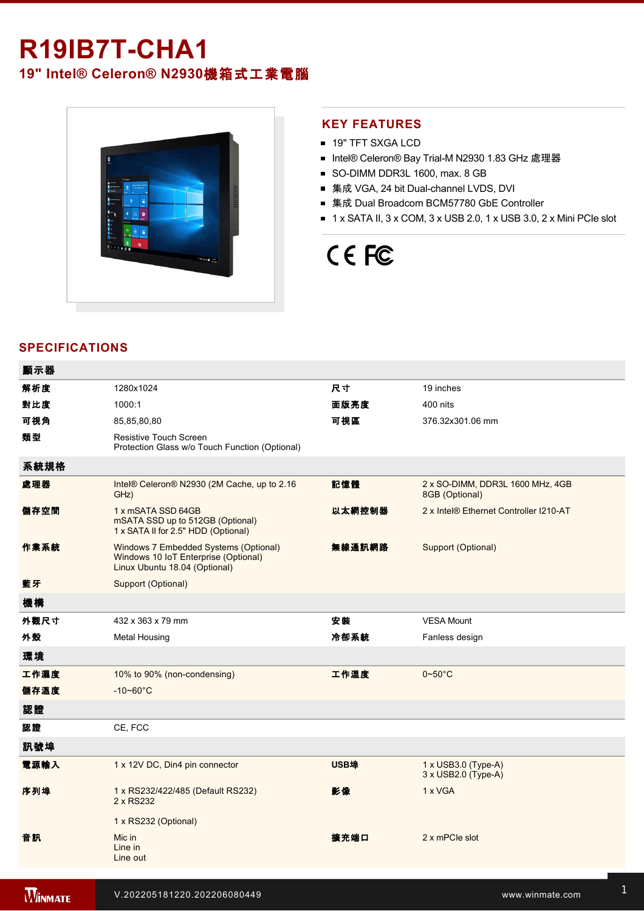# R19IB7T-CHA1

## 19" Intel® Celeron® N2930機箱式工業電腦

## KEY FEATURES

- 19" TFT SXGA LCD
- Intel® Celeron® Bay Trial-M N2930 1.83 GHz 處理器
- SO-DIMM DDR3L 1600, max. 8 GB
- 集成 VGA, 24 bit Dual-channel LVDS, DVI
- 集成 Dual Broadcom BCM57780 GbE Controller
- 1 x SATA II, 3 x COM, 3 x USB 2.0, 1 x USB 3.0, 2 x Mini PCIe slot

## SPECIFICATIONS

| 顯示器 | | | |
|---|---|---|---|
| 解析度 | 1280x1024 | 尺寸 | 19 inches |
| 對比度 | 1000:1 | 面版亮度 | 400 nits |
| 可視角 | 85,85,80,80 | 可視區 | 376.32x301.06 mm |
| 類型 | Resistive Touch Screen<br>Protection Glass w/o Touch Function (Optional) | | |
| **系統規格** | | | |
| 處理器 | Intel® Celeron® N2930 (2M Cache, up to 2.16 GHz) | 記憶體 | 2 x SO-DIMM, DDR3L 1600 MHz, 4GB<br>8GB (Optional) |
| 儲存空間 | 1 x mSATA SSD 64GB<br>mSATA SSD up to 512GB (Optional)<br>1 x SATA II for 2.5" HDD (Optional) | 以太網控制器 | 2 x Intel® Ethernet Controller I210-AT |
| 作業系統 | Windows 7 Embedded Systems (Optional)<br>Windows 10 IoT Enterprise (Optional)<br>Linux Ubuntu 18.04 (Optional) | 無線通訊網路 | Support (Optional) |
| 藍牙 | Support (Optional) | | |
| **機構** | | | |
| 外觀尺寸 | 432 x 363 x 79 mm | 安裝 | VESA Mount |
| 外殼 | Metal Housing | 冷卻系統 | Fanless design |
| **環境** | | | |
| 工作濕度 | 10% to 90% (non-condensing) | 工作溫度 | 0~50°C |
| 儲存溫度 | -10~60°C | | |
| **認證** | | | |
| 認證 | CE, FCC | | |
| **訊號埠** | | | |
| 電源輸入 | 1 x 12V DC, Din4 pin connector | USB埠 | 1 x USB3.0 (Type-A)<br>3 x USB2.0 (Type-A) |
| 序列埠 | 1 x RS232/422/485 (Default RS232)<br>2 x RS232<br><br>1 x RS232 (Optional) | 影像 | 1 x VGA |
| 音訊 | Mic in<br>Line in<br>Line out | 擴充端口 | 2 x mPCIe slot |

V.202205181220.202206080449

www.winmate.com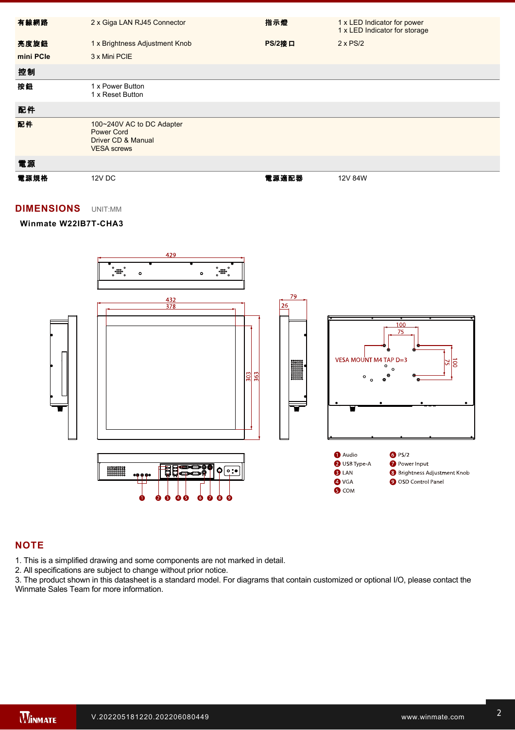| | | | |
|---|---|---|---|
| **有線網路** | 2 x Giga LAN RJ45 Connector | **指示燈** | 1 x LED Indicator for power<br>1 x LED Indicator for storage |
| **亮度旋鈕** | 1 x Brightness Adjustment Knob | **PS/2接口** | 2 x PS/2 |
| **mini PCIe** | 3 x Mini PCIE | | |

## 控制

| | |
|---|---|
| **按鈕** | 1 x Power Button<br>1 x Reset Button |

## 配件

| | |
|---|---|
| **配件** | 100~240V AC to DC Adapter<br>Power Cord<br>Driver CD & Manual<br>VESA screws |

## 電源

| | | | |
|---|---|---|---|
| **電源規格** | 12V DC | **電源適配器** | 12V 84W |

## DIMENSIONS UNIT:MM

**Winmate W22IB7T-CHA3**

429
432
378
303
363
79
26
100
75
VESA MOUNT M4 TAP D=3
75
100

1 Audio
2 USB Type-A
3 LAN
4 VGA
5 COM
6 PS/2
7 Power Input
8 Brightness Adjustment Knob
9 OSD Control Panel

## NOTE

1. This is a simplified drawing and some components are not marked in detail.
2. All specifications are subject to change without prior notice.
3. The product shown in this datasheet is a standard model. For diagrams that contain customized or optional I/O, please contact the Winmate Sales Team for more information.

V.202205181220.202206080449 www.winmate.com